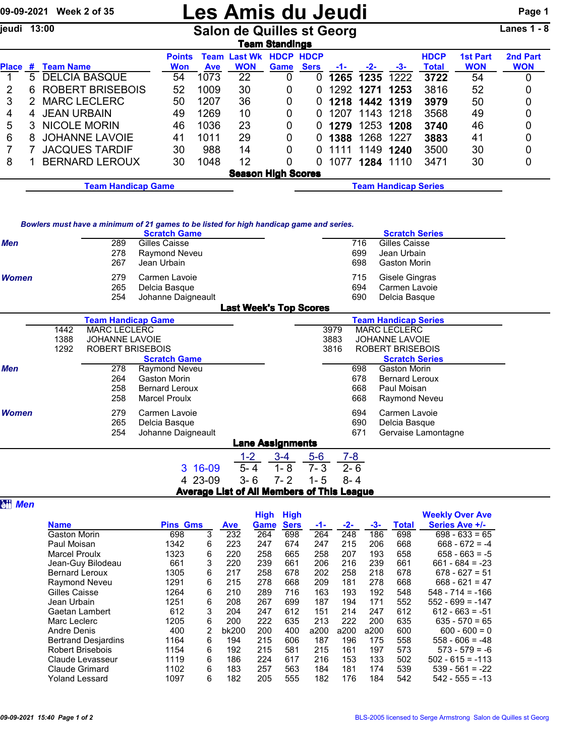# Les Amis du Jeudi

09-09-2021 Week 2 of 35

jeudi 13:00

## Salon de Quilles st Georg

Lanes 1 - 8

### Team Standings

| Place | # | Team Name | Points Won | Team Ave | Last Wk WON | HDCP Game | HDCP Sers | -1- | -2- | -3- | HDCP Total | 1st Part WON | 2nd Part WON |
|---|---|---|---|---|---|---|---|---|---|---|---|---|---|
| 1 | 5 | DELCIA BASQUE | 54 | 1073 | 22 | 0 | 0 | **1265** | **1235** | 1222 | **3722** | 54 | 0 |
| 2 | 6 | ROBERT BRISEBOIS | 52 | 1009 | 30 | 0 | 0 | 1292 | **1271** | **1253** | 3816 | 52 | 0 |
| 3 | 2 | MARC LECLERC | 50 | 1207 | 36 | 0 | 0 | **1218** | **1442** | **1319** | **3979** | 50 | 0 |
| 4 | 4 | JEAN URBAIN | 49 | 1269 | 10 | 0 | 0 | 1207 | 1143 | 1218 | 3568 | 49 | 0 |
| 5 | 3 | NICOLE MORIN | 46 | 1036 | 23 | 0 | 0 | **1279** | 1253 | **1208** | **3740** | 46 | 0 |
| 6 | 8 | JOHANNE LAVOIE | 41 | 1011 | 29 | 0 | 0 | **1388** | 1268 | 1227 | **3883** | 41 | 0 |
| 7 | 7 | JACQUES TARDIF | 30 | 988 | 14 | 0 | 0 | 1111 | 1149 | **1240** | 3500 | 30 | 0 |
| 8 | 1 | BERNARD LEROUX | 30 | 1048 | 12 | 0 | 0 | 1077 | **1284** | 1110 | 3471 | 30 | 0 |

### Season High Scores

**Team Handicap Game** | **Team Handicap Series**

*Bowlers must have a minimum of 21 games to be listed for high handicap game and series.*

| | Scratch Game | | Scratch Series | |
|---|---|---|---|---|
| *Men* | 289 | Gilles Caisse | 716 | Gilles Caisse |
| | 278 | Raymond Neveu | 699 | Jean Urbain |
| | 267 | Jean Urbain | 698 | Gaston Morin |
| *Women* | 279 | Carmen Lavoie | 715 | Gisele Gingras |
| | 265 | Delcia Basque | 694 | Carmen Lavoie |
| | 254 | Johanne Daigneault | 690 | Delcia Basque |

### Last Week's Top Scores

| Team Handicap Game | | Team Handicap Series | |
|---|---|---|---|
| 1442 | MARC LECLERC | 3979 | MARC LECLERC |
| 1388 | JOHANNE LAVOIE | 3883 | JOHANNE LAVOIE |
| 1292 | ROBERT BRISEBOIS | 3816 | ROBERT BRISEBOIS |

| | Scratch Game | | Scratch Series | |
|---|---|---|---|---|
| *Men* | 278 | Raymond Neveu | 698 | Gaston Morin |
| | 264 | Gaston Morin | 678 | Bernard Leroux |
| | 258 | Bernard Leroux | 668 | Paul Moisan |
| | 258 | Marcel Proulx | 668 | Raymond Neveu |
| *Women* | 279 | Carmen Lavoie | 694 | Carmen Lavoie |
| | 265 | Delcia Basque | 690 | Delcia Basque |
| | 254 | Johanne Daigneault | 671 | Gervaise Lamontagne |

### Lane Assignments

| | 1-2 | 3-4 | 5-6 | 7-8 |
|---|---|---|---|---|
| 3 16-09 | 5- 4 | 1- 8 | 7- 3 | 2- 6 |
| 4 23-09 | 3- 6 | 7- 2 | 1- 5 | 8- 4 |

### Average List of All Members of This League

***Men***

| Name | Pins | Gms | Ave | High Game | High Sers | -1- | -2- | -3- | Total | Weekly Over Ave Series Ave +/- |
|---|---|---|---|---|---|---|---|---|---|---|
| Gaston Morin | 698 | 3 | 232 | 264 | 698 | 264 | 248 | 186 | 698 | 698 - 633 = 65 |
| Paul Moisan | 1342 | 6 | 223 | 247 | 674 | 247 | 215 | 206 | 668 | 668 - 672 = -4 |
| Marcel Proulx | 1323 | 6 | 220 | 258 | 665 | 258 | 207 | 193 | 658 | 658 - 663 = -5 |
| Jean-Guy Bilodeau | 661 | 3 | 220 | 239 | 661 | 206 | 216 | 239 | 661 | 661 - 684 = -23 |
| Bernard Leroux | 1305 | 6 | 217 | 258 | 678 | 202 | 258 | 218 | 678 | 678 - 627 = 51 |
| Raymond Neveu | 1291 | 6 | 215 | 278 | 668 | 209 | 181 | 278 | 668 | 668 - 621 = 47 |
| Gilles Caisse | 1264 | 6 | 210 | 289 | 716 | 163 | 193 | 192 | 548 | 548 - 714 = -166 |
| Jean Urbain | 1251 | 6 | 208 | 267 | 699 | 187 | 194 | 171 | 552 | 552 - 699 = -147 |
| Gaetan Lambert | 612 | 3 | 204 | 247 | 612 | 151 | 214 | 247 | 612 | 612 - 663 = -51 |
| Marc Leclerc | 1205 | 6 | 200 | 222 | 635 | 213 | 222 | 200 | 635 | 635 - 570 = 65 |
| Andre Denis | 400 | 2 | bk200 | 200 | 400 | a200 | a200 | a200 | 600 | 600 - 600 = 0 |
| Bertrand Desjardins | 1164 | 6 | 194 | 215 | 606 | 187 | 196 | 175 | 558 | 558 - 606 = -48 |
| Robert Brisebois | 1154 | 6 | 192 | 215 | 581 | 215 | 161 | 197 | 573 | 573 - 579 = -6 |
| Claude Levasseur | 1119 | 6 | 186 | 224 | 617 | 216 | 153 | 133 | 502 | 502 - 615 = -113 |
| Claude Grimard | 1102 | 6 | 183 | 257 | 563 | 184 | 181 | 174 | 539 | 539 - 561 = -22 |
| Yoland Lessard | 1097 | 6 | 182 | 205 | 555 | 182 | 176 | 184 | 542 | 542 - 555 = -13 |

*09-09-2021 15:40 Page 1 of 2*

BLS-2005 licensed to Serge Armstrong Salon de Quilles st Georg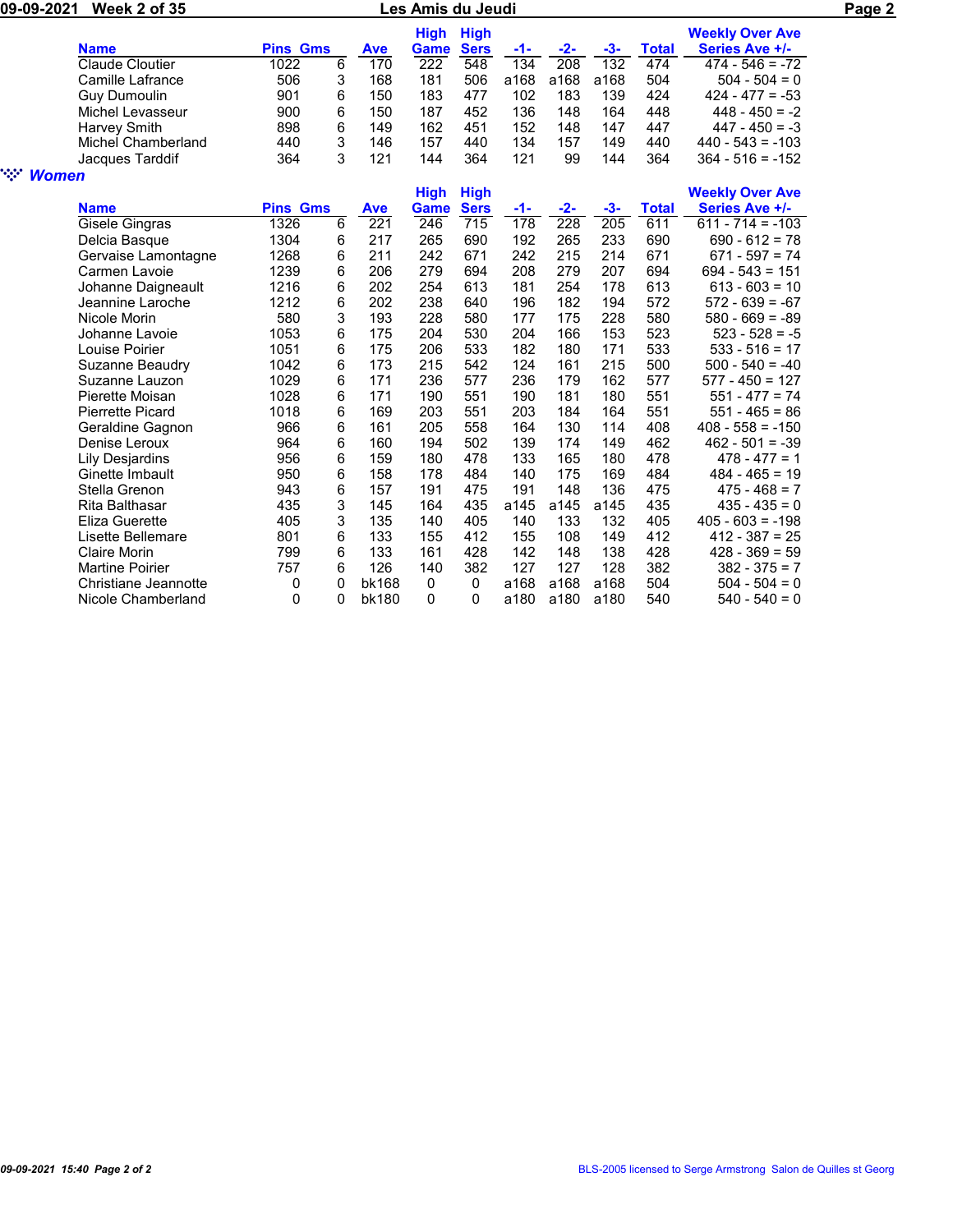| Name | Pins | Gms | Ave | High Game | High Sers | -1- | -2- | -3- | Total | Weekly Over Ave Series Ave +/- |
|---|---|---|---|---|---|---|---|---|---|---|
| Claude Cloutier | 1022 | 6 | 170 | 222 | 548 | 134 | 208 | 132 | 474 | 474 - 546 = -72 |
| Camille Lafrance | 506 | 3 | 168 | 181 | 506 | a168 | a168 | a168 | 504 | 504 - 504 = 0 |
| Guy Dumoulin | 901 | 6 | 150 | 183 | 477 | 102 | 183 | 139 | 424 | 424 - 477 = -53 |
| Michel Levasseur | 900 | 6 | 150 | 187 | 452 | 136 | 148 | 164 | 448 | 448 - 450 = -2 |
| Harvey Smith | 898 | 6 | 149 | 162 | 451 | 152 | 148 | 147 | 447 | 447 - 450 = -3 |
| Michel Chamberland | 440 | 3 | 146 | 157 | 440 | 134 | 157 | 149 | 440 | 440 - 543 = -103 |
| Jacques Tarddif | 364 | 3 | 121 | 144 | 364 | 121 | 99 | 144 | 364 | 364 - 516 = -152 |

## *Women*

| Name | Pins | Gms | Ave | High Game | High Sers | -1- | -2- | -3- | Total | Weekly Over Ave Series Ave +/- |
|---|---|---|---|---|---|---|---|---|---|---|
| Gisele Gingras | 1326 | 6 | 221 | 246 | 715 | 178 | 228 | 205 | 611 | 611 - 714 = -103 |
| Delcia Basque | 1304 | 6 | 217 | 265 | 690 | 192 | 265 | 233 | 690 | 690 - 612 = 78 |
| Gervaise Lamontagne | 1268 | 6 | 211 | 242 | 671 | 242 | 215 | 214 | 671 | 671 - 597 = 74 |
| Carmen Lavoie | 1239 | 6 | 206 | 279 | 694 | 208 | 279 | 207 | 694 | 694 - 543 = 151 |
| Johanne Daigneault | 1216 | 6 | 202 | 254 | 613 | 181 | 254 | 178 | 613 | 613 - 603 = 10 |
| Jeannine Laroche | 1212 | 6 | 202 | 238 | 640 | 196 | 182 | 194 | 572 | 572 - 639 = -67 |
| Nicole Morin | 580 | 3 | 193 | 228 | 580 | 177 | 175 | 228 | 580 | 580 - 669 = -89 |
| Johanne Lavoie | 1053 | 6 | 175 | 204 | 530 | 204 | 166 | 153 | 523 | 523 - 528 = -5 |
| Louise Poirier | 1051 | 6 | 175 | 206 | 533 | 182 | 180 | 171 | 533 | 533 - 516 = 17 |
| Suzanne Beaudry | 1042 | 6 | 173 | 215 | 542 | 124 | 161 | 215 | 500 | 500 - 540 = -40 |
| Suzanne Lauzon | 1029 | 6 | 171 | 236 | 577 | 236 | 179 | 162 | 577 | 577 - 450 = 127 |
| Pierette Moisan | 1028 | 6 | 171 | 190 | 551 | 190 | 181 | 180 | 551 | 551 - 477 = 74 |
| Pierrette Picard | 1018 | 6 | 169 | 203 | 551 | 203 | 184 | 164 | 551 | 551 - 465 = 86 |
| Geraldine Gagnon | 966 | 6 | 161 | 205 | 558 | 164 | 130 | 114 | 408 | 408 - 558 = -150 |
| Denise Leroux | 964 | 6 | 160 | 194 | 502 | 139 | 174 | 149 | 462 | 462 - 501 = -39 |
| Lily Desjardins | 956 | 6 | 159 | 180 | 478 | 133 | 165 | 180 | 478 | 478 - 477 = 1 |
| Ginette Imbault | 950 | 6 | 158 | 178 | 484 | 140 | 175 | 169 | 484 | 484 - 465 = 19 |
| Stella Grenon | 943 | 6 | 157 | 191 | 475 | 191 | 148 | 136 | 475 | 475 - 468 = 7 |
| Rita Balthasar | 435 | 3 | 145 | 164 | 435 | a145 | a145 | a145 | 435 | 435 - 435 = 0 |
| Eliza Guerette | 405 | 3 | 135 | 140 | 405 | 140 | 133 | 132 | 405 | 405 - 603 = -198 |
| Lisette Bellemare | 801 | 6 | 133 | 155 | 412 | 155 | 108 | 149 | 412 | 412 - 387 = 25 |
| Claire Morin | 799 | 6 | 133 | 161 | 428 | 142 | 148 | 138 | 428 | 428 - 369 = 59 |
| Martine Poirier | 757 | 6 | 126 | 140 | 382 | 127 | 127 | 128 | 382 | 382 - 375 = 7 |
| Christiane Jeannotte | 0 | 0 | bk168 | 0 | 0 | a168 | a168 | a168 | 504 | 504 - 504 = 0 |
| Nicole Chamberland | 0 | 0 | bk180 | 0 | 0 | a180 | a180 | a180 | 540 | 540 - 540 = 0 |